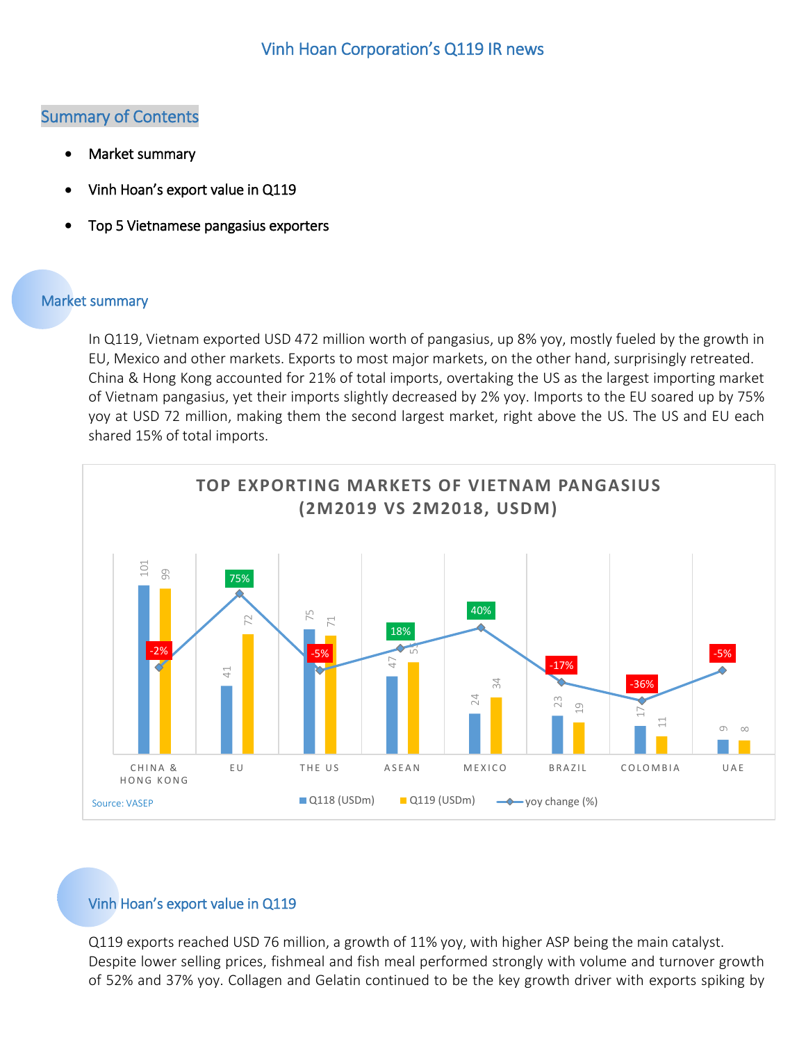# Vinh Hoan Corporation's Q119 IR news

## Summary of Contents

- Market summary
- Vinh Hoan's export value in Q119
- Top 5 Vietnamese pangasius exporters

## Market summary

In Q119, Vietnam exported USD 472 million worth of pangasius, up 8% yoy, mostly fueled by the growth in EU, Mexico and other markets. Exports to most major markets, on the other hand, surprisingly retreated. China & Hong Kong accounted for 21% of total imports, overtaking the US as the largest importing market of Vietnam pangasius, yet their imports slightly decreased by 2% yoy. Imports to the EU soared up by 75% yoy at USD 72 million, making them the second largest market, right above the US. The US and EU each shared 15% of total imports.

**TOP EXPORTING MARKETS OF VIETNAM PANGASIUS (2M2019 VS 2M2018, USDM)**

| Market | Q118 (USDm) | Q119 (USDm) | yoy change (%) |
|---|---|---|---|
| China & Hong Kong | 101 | 99 | -2% |
| EU | 41 | 72 | 75% |
| The US | 75 | 71 | -5% |
| ASEAN | 47 | 55 | 18% |
| Mexico | 24 | 34 | 40% |
| Brazil | 23 | 19 | -17% |
| Colombia | 17 | 11 | -36% |
| UAE | 9 | 8 | -5% |

Source: VASEP

## Vinh Hoan's export value in Q119

Q119 exports reached USD 76 million, a growth of 11% yoy, with higher ASP being the main catalyst. Despite lower selling prices, fishmeal and fish meal performed strongly with volume and turnover growth of 52% and 37% yoy. Collagen and Gelatin continued to be the key growth driver with exports spiking by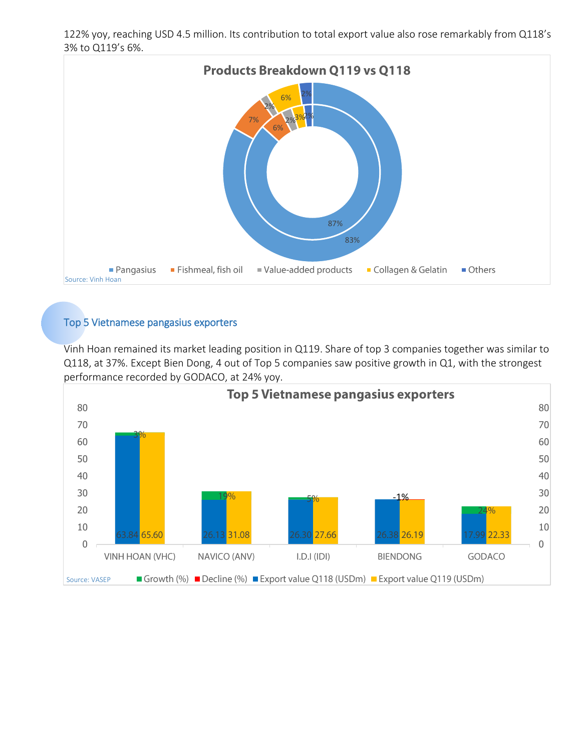122% yoy, reaching USD 4.5 million. Its contribution to total export value also rose remarkably from Q118's 3% to Q119's 6%.

**Products Breakdown Q119 vs Q118**

87%
83%
7%
6%
2%
2%
6%
3%
2%
2%

Pangasius · Fishmeal, fish oil · Value-added products · Collagen & Gelatin · Others

Source: Vinh Hoan

## Top 5 Vietnamese pangasius exporters

Vinh Hoan remained its market leading position in Q119. Share of top 3 companies together was similar to Q118, at 37%. Except Bien Dong, 4 out of Top 5 companies saw positive growth in Q1, with the strongest performance recorded by GODACO, at 24% yoy.

**Top 5 Vietnamese pangasius exporters**

80
70
60
50
40
30
20
10
0

VINH HOAN (VHC): 63.84, 65.60, 3%
NAVICO (ANV): 26.13, 31.08, 19%
I.D.I (IDI): 26.30, 27.66, 5%
BIENDONG: 26.38, 26.19, -1%
GODACO: 17.99, 22.33, 24%

Source: VASEP

Growth (%) · Decline (%) · Export value Q118 (USDm) · Export value Q119 (USDm)